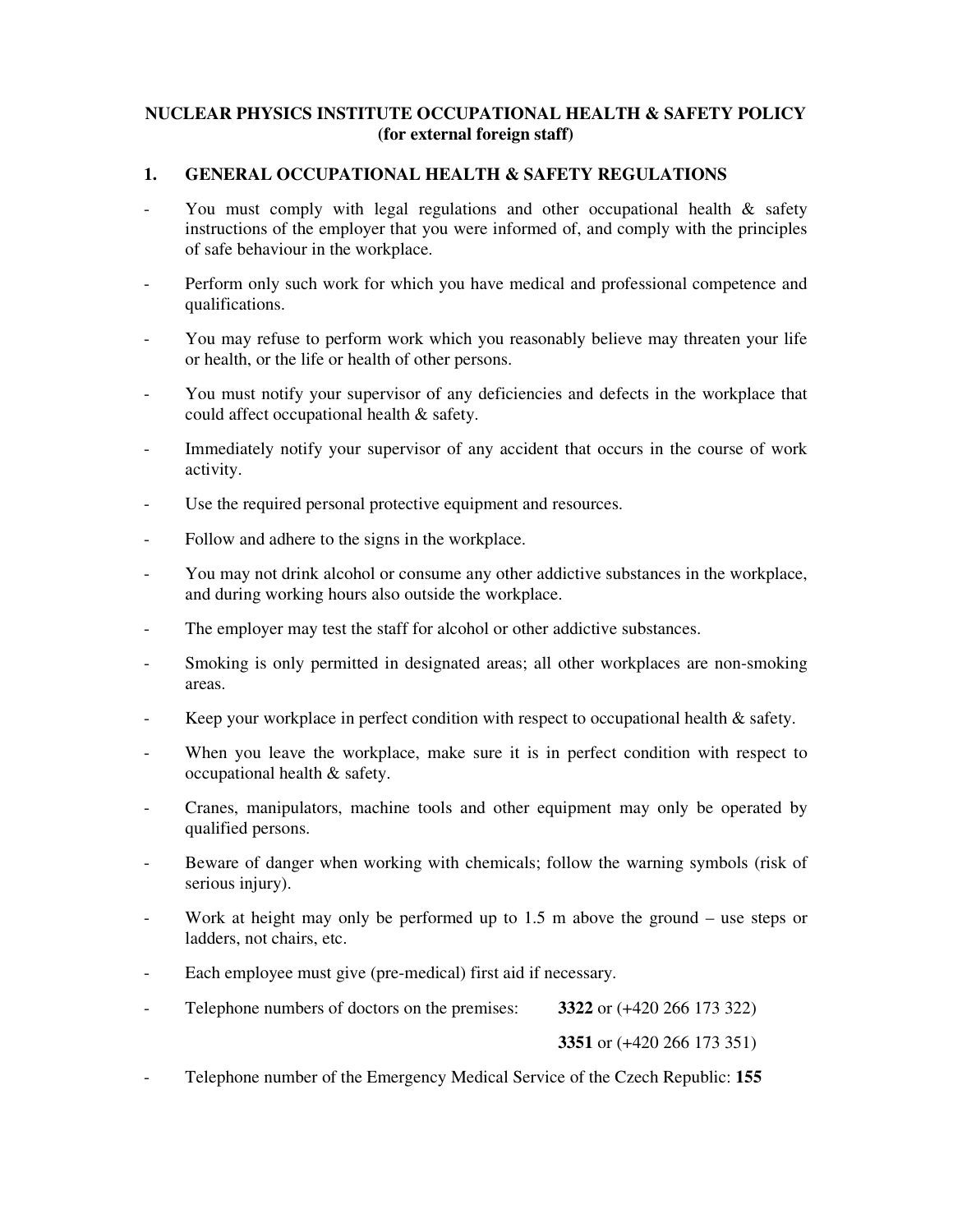# NUCLEAR PHYSICS INSTITUTE OCCUPATIONAL HEALTH & SAFETY POLICY (for external foreign staff)

## 1. GENERAL OCCUPATIONAL HEALTH & SAFETY REGULATIONS

- You must comply with legal regulations and other occupational health & safety instructions of the employer that you were informed of, and comply with the principles of safe behaviour in the workplace.
- Perform only such work for which you have medical and professional competence and qualifications.
- You may refuse to perform work which you reasonably believe may threaten your life or health, or the life or health of other persons.
- You must notify your supervisor of any deficiencies and defects in the workplace that could affect occupational health & safety.
- Immediately notify your supervisor of any accident that occurs in the course of work activity.
- Use the required personal protective equipment and resources.
- Follow and adhere to the signs in the workplace.
- You may not drink alcohol or consume any other addictive substances in the workplace, and during working hours also outside the workplace.
- The employer may test the staff for alcohol or other addictive substances.
- Smoking is only permitted in designated areas; all other workplaces are non-smoking areas.
- Keep your workplace in perfect condition with respect to occupational health & safety.
- When you leave the workplace, make sure it is in perfect condition with respect to occupational health & safety.
- Cranes, manipulators, machine tools and other equipment may only be operated by qualified persons.
- Beware of danger when working with chemicals; follow the warning symbols (risk of serious injury).
- Work at height may only be performed up to 1.5 m above the ground – use steps or ladders, not chairs, etc.
- Each employee must give (pre-medical) first aid if necessary.
- Telephone numbers of doctors on the premises: **3322** or (+420 266 173 322)

  **3351** or (+420 266 173 351)
- Telephone number of the Emergency Medical Service of the Czech Republic: **155**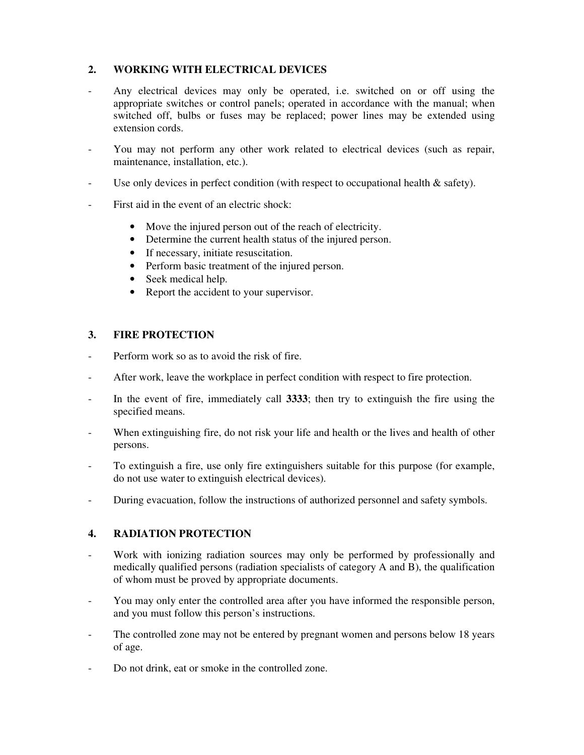## 2. WORKING WITH ELECTRICAL DEVICES

- Any electrical devices may only be operated, i.e. switched on or off using the appropriate switches or control panels; operated in accordance with the manual; when switched off, bulbs or fuses may be replaced; power lines may be extended using extension cords.
- You may not perform any other work related to electrical devices (such as repair, maintenance, installation, etc.).
- Use only devices in perfect condition (with respect to occupational health & safety).
- First aid in the event of an electric shock:
  - Move the injured person out of the reach of electricity.
  - Determine the current health status of the injured person.
  - If necessary, initiate resuscitation.
  - Perform basic treatment of the injured person.
  - Seek medical help.
  - Report the accident to your supervisor.

## 3. FIRE PROTECTION

- Perform work so as to avoid the risk of fire.
- After work, leave the workplace in perfect condition with respect to fire protection.
- In the event of fire, immediately call **3333**; then try to extinguish the fire using the specified means.
- When extinguishing fire, do not risk your life and health or the lives and health of other persons.
- To extinguish a fire, use only fire extinguishers suitable for this purpose (for example, do not use water to extinguish electrical devices).
- During evacuation, follow the instructions of authorized personnel and safety symbols.

## 4. RADIATION PROTECTION

- Work with ionizing radiation sources may only be performed by professionally and medically qualified persons (radiation specialists of category A and B), the qualification of whom must be proved by appropriate documents.
- You may only enter the controlled area after you have informed the responsible person, and you must follow this person's instructions.
- The controlled zone may not be entered by pregnant women and persons below 18 years of age.
- Do not drink, eat or smoke in the controlled zone.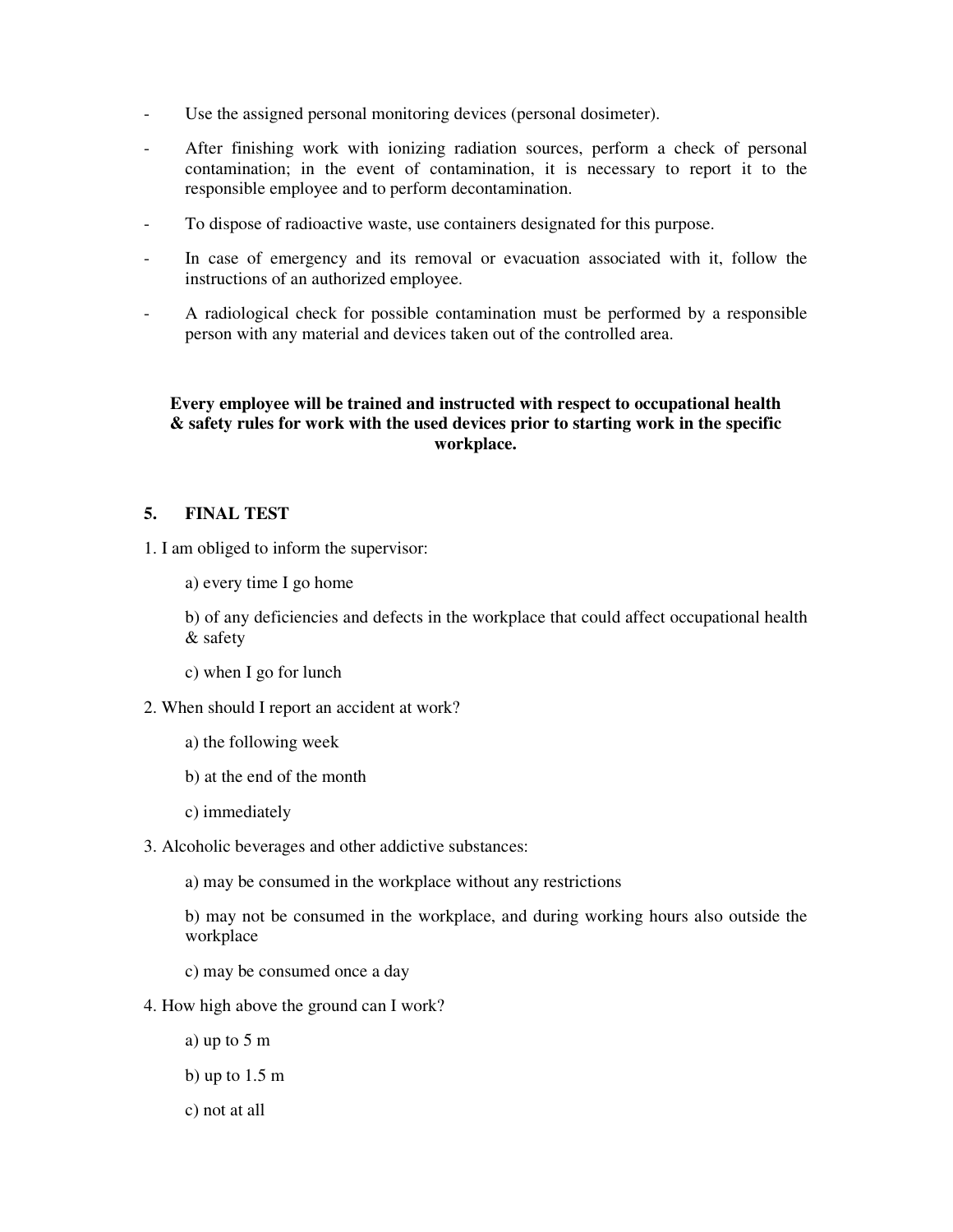- Use the assigned personal monitoring devices (personal dosimeter).
- After finishing work with ionizing radiation sources, perform a check of personal contamination; in the event of contamination, it is necessary to report it to the responsible employee and to perform decontamination.
- To dispose of radioactive waste, use containers designated for this purpose.
- In case of emergency and its removal or evacuation associated with it, follow the instructions of an authorized employee.
- A radiological check for possible contamination must be performed by a responsible person with any material and devices taken out of the controlled area.

**Every employee will be trained and instructed with respect to occupational health & safety rules for work with the used devices prior to starting work in the specific workplace.**

## 5. FINAL TEST

1. I am obliged to inform the supervisor:

    a) every time I go home

    b) of any deficiencies and defects in the workplace that could affect occupational health & safety

    c) when I go for lunch

2. When should I report an accident at work?

    a) the following week

    b) at the end of the month

    c) immediately

3. Alcoholic beverages and other addictive substances:

    a) may be consumed in the workplace without any restrictions

    b) may not be consumed in the workplace, and during working hours also outside the workplace

    c) may be consumed once a day

4. How high above the ground can I work?

    a) up to 5 m

    b) up to 1.5 m

    c) not at all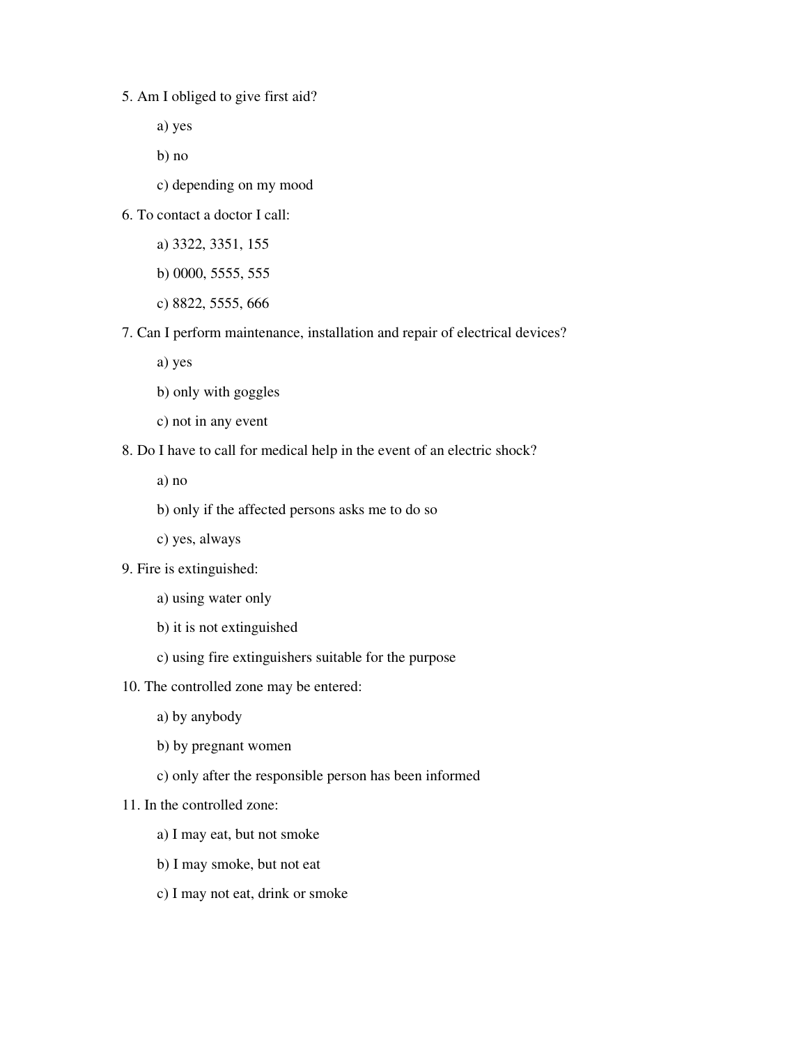5. Am I obliged to give first aid?

   a) yes

   b) no

   c) depending on my mood

6. To contact a doctor I call:

   a) 3322, 3351, 155

   b) 0000, 5555, 555

   c) 8822, 5555, 666

7. Can I perform maintenance, installation and repair of electrical devices?

   a) yes

   b) only with goggles

   c) not in any event

8. Do I have to call for medical help in the event of an electric shock?

   a) no

   b) only if the affected persons asks me to do so

   c) yes, always

9. Fire is extinguished:

   a) using water only

   b) it is not extinguished

   c) using fire extinguishers suitable for the purpose

10. The controlled zone may be entered:

    a) by anybody

    b) by pregnant women

    c) only after the responsible person has been informed

11. In the controlled zone:

    a) I may eat, but not smoke

    b) I may smoke, but not eat

    c) I may not eat, drink or smoke